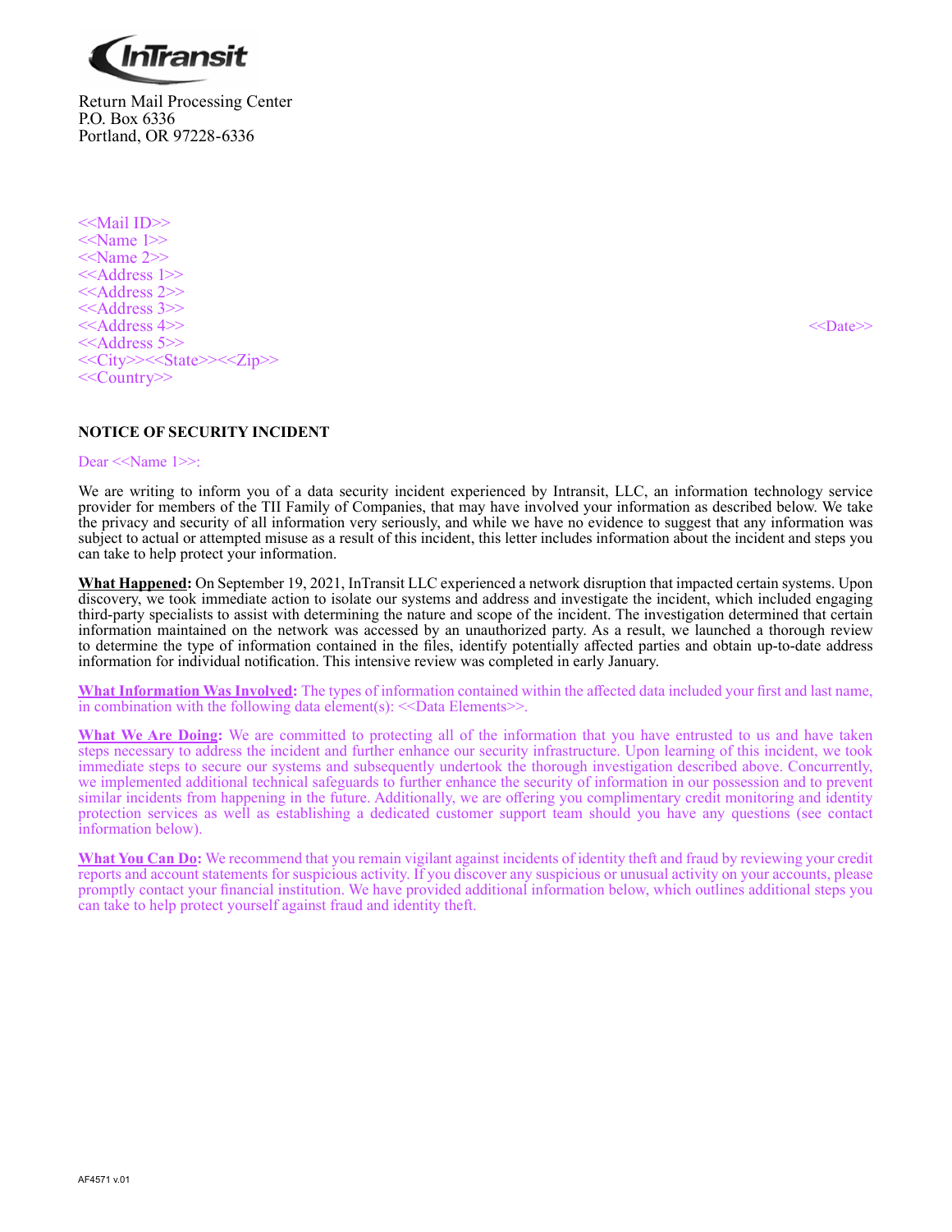InTransit

Return Mail Processing Center
P.O. Box 6336
Portland, OR 97228-6336

<<Mail ID>>
<<Name 1>>
<<Name 2>>
<<Address 1>>
<<Address 2>>
<<Address 3>>
<<Address 4>>
<<Address 5>>
<<City>><<State>><<Zip>>
<<Country>>

<<Date>>

**NOTICE OF SECURITY INCIDENT**

Dear <<Name 1>>:

We are writing to inform you of a data security incident experienced by Intransit, LLC, an information technology service provider for members of the TII Family of Companies, that may have involved your information as described below. We take the privacy and security of all information very seriously, and while we have no evidence to suggest that any information was subject to actual or attempted misuse as a result of this incident, this letter includes information about the incident and steps you can take to help protect your information.

**What Happened:** On September 19, 2021, InTransit LLC experienced a network disruption that impacted certain systems. Upon discovery, we took immediate action to isolate our systems and address and investigate the incident, which included engaging third-party specialists to assist with determining the nature and scope of the incident. The investigation determined that certain information maintained on the network was accessed by an unauthorized party. As a result, we launched a thorough review to determine the type of information contained in the files, identify potentially affected parties and obtain up-to-date address information for individual notification. This intensive review was completed in early January.

**What Information Was Involved:** The types of information contained within the affected data included your first and last name, in combination with the following data element(s): <<Data Elements>>.

**What We Are Doing:** We are committed to protecting all of the information that you have entrusted to us and have taken steps necessary to address the incident and further enhance our security infrastructure. Upon learning of this incident, we took immediate steps to secure our systems and subsequently undertook the thorough investigation described above. Concurrently, we implemented additional technical safeguards to further enhance the security of information in our possession and to prevent similar incidents from happening in the future. Additionally, we are offering you complimentary credit monitoring and identity protection services as well as establishing a dedicated customer support team should you have any questions (see contact information below).

**What You Can Do:** We recommend that you remain vigilant against incidents of identity theft and fraud by reviewing your credit reports and account statements for suspicious activity. If you discover any suspicious or unusual activity on your accounts, please promptly contact your financial institution. We have provided additional information below, which outlines additional steps you can take to help protect yourself against fraud and identity theft.

AF4571 v.01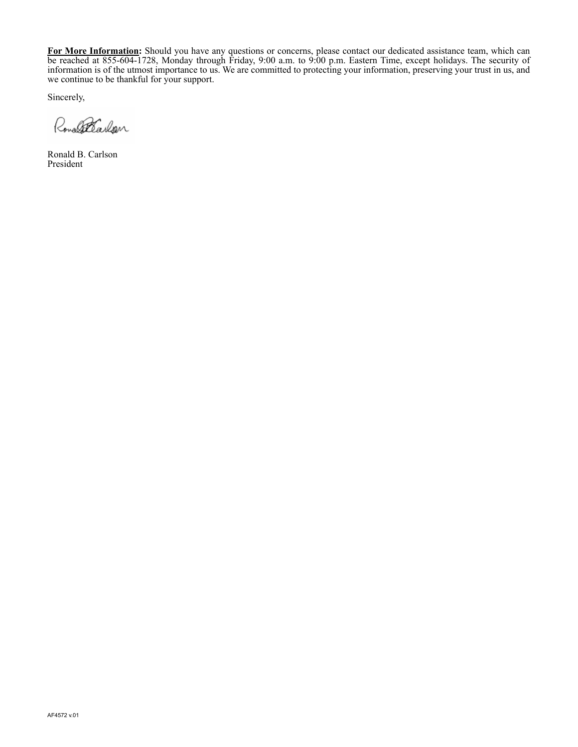**<u>For More Information</u>:** Should you have any questions or concerns, please contact our dedicated assistance team, which can be reached at 855-604-1728, Monday through Friday, 9:00 a.m. to 9:00 p.m. Eastern Time, except holidays. The security of information is of the utmost importance to us. We are committed to protecting your information, preserving your trust in us, and we continue to be thankful for your support.

Sincerely,

Ronald B. Carlson
President

AF4572 v.01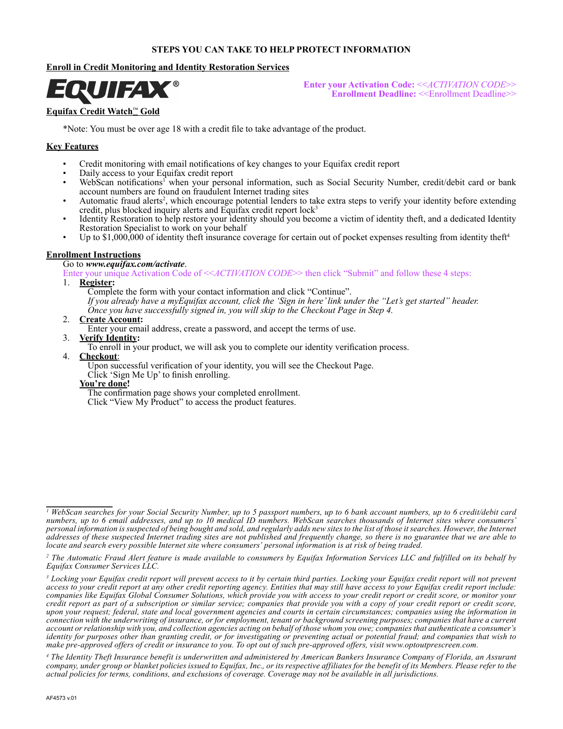## STEPS YOU CAN TAKE TO HELP PROTECT INFORMATION

### Enroll in Credit Monitoring and Identity Restoration Services

EQUIFAX®

**Enter your Activation Code:** <<*ACTIVATION CODE*>>
**Enrollment Deadline:** <<Enrollment Deadline>>

**Equifax Credit Watch™ Gold**

*Note: You must be over age 18 with a credit file to take advantage of the product.

**Key Features**

- Credit monitoring with email notifications of key changes to your Equifax credit report
- Daily access to your Equifax credit report
- WebScan notifications[1] when your personal information, such as Social Security Number, credit/debit card or bank account numbers are found on fraudulent Internet trading sites
- Automatic fraud alerts[2], which encourage potential lenders to take extra steps to verify your identity before extending credit, plus blocked inquiry alerts and Equifax credit report lock[3]
- Identity Restoration to help restore your identity should you become a victim of identity theft, and a dedicated Identity Restoration Specialist to work on your behalf
- Up to $1,000,000 of identity theft insurance coverage for certain out of pocket expenses resulting from identity theft[4]

**Enrollment Instructions**

Go to ***www.equifax.com/activate***.

Enter your unique Activation Code of <<*ACTIVATION CODE*>> then click "Submit" and follow these 4 steps:

1. **Register:**
   Complete the form with your contact information and click "Continue".
   *If you already have a myEquifax account, click the 'Sign in here' link under the "Let's get started" header. Once you have successfully signed in, you will skip to the Checkout Page in Step 4.*
2. **Create Account:**
   Enter your email address, create a password, and accept the terms of use.
3. **Verify Identity:**
   To enroll in your product, we will ask you to complete our identity verification process.
4. **Checkout:**
   Upon successful verification of your identity, you will see the Checkout Page.
   Click 'Sign Me Up' to finish enrolling.

**You're done!**
The confirmation page shows your completed enrollment.
Click "View My Product" to access the product features.

---

*[1] WebScan searches for your Social Security Number, up to 5 passport numbers, up to 6 bank account numbers, up to 6 credit/debit card numbers, up to 6 email addresses, and up to 10 medical ID numbers. WebScan searches thousands of Internet sites where consumers' personal information is suspected of being bought and sold, and regularly adds new sites to the list of those it searches. However, the Internet addresses of these suspected Internet trading sites are not published and frequently change, so there is no guarantee that we are able to locate and search every possible Internet site where consumers' personal information is at risk of being traded.*

*[2] The Automatic Fraud Alert feature is made available to consumers by Equifax Information Services LLC and fulfilled on its behalf by Equifax Consumer Services LLC.*

*[3] Locking your Equifax credit report will prevent access to it by certain third parties. Locking your Equifax credit report will not prevent access to your credit report at any other credit reporting agency. Entities that may still have access to your Equifax credit report include: companies like Equifax Global Consumer Solutions, which provide you with access to your credit report or credit score, or monitor your credit report as part of a subscription or similar service; companies that provide you with a copy of your credit report or credit score, upon your request; federal, state and local government agencies and courts in certain circumstances; companies using the information in connection with the underwriting of insurance, or for employment, tenant or background screening purposes; companies that have a current account or relationship with you, and collection agencies acting on behalf of those whom you owe; companies that authenticate a consumer's identity for purposes other than granting credit, or for investigating or preventing actual or potential fraud; and companies that wish to make pre-approved offers of credit or insurance to you. To opt out of such pre-approved offers, visit www.optoutprescreen.com.*

*[4] The Identity Theft Insurance benefit is underwritten and administered by American Bankers Insurance Company of Florida, an Assurant company, under group or blanket policies issued to Equifax, Inc., or its respective affiliates for the benefit of its Members. Please refer to the actual policies for terms, conditions, and exclusions of coverage. Coverage may not be available in all jurisdictions.*

AF4573 v.01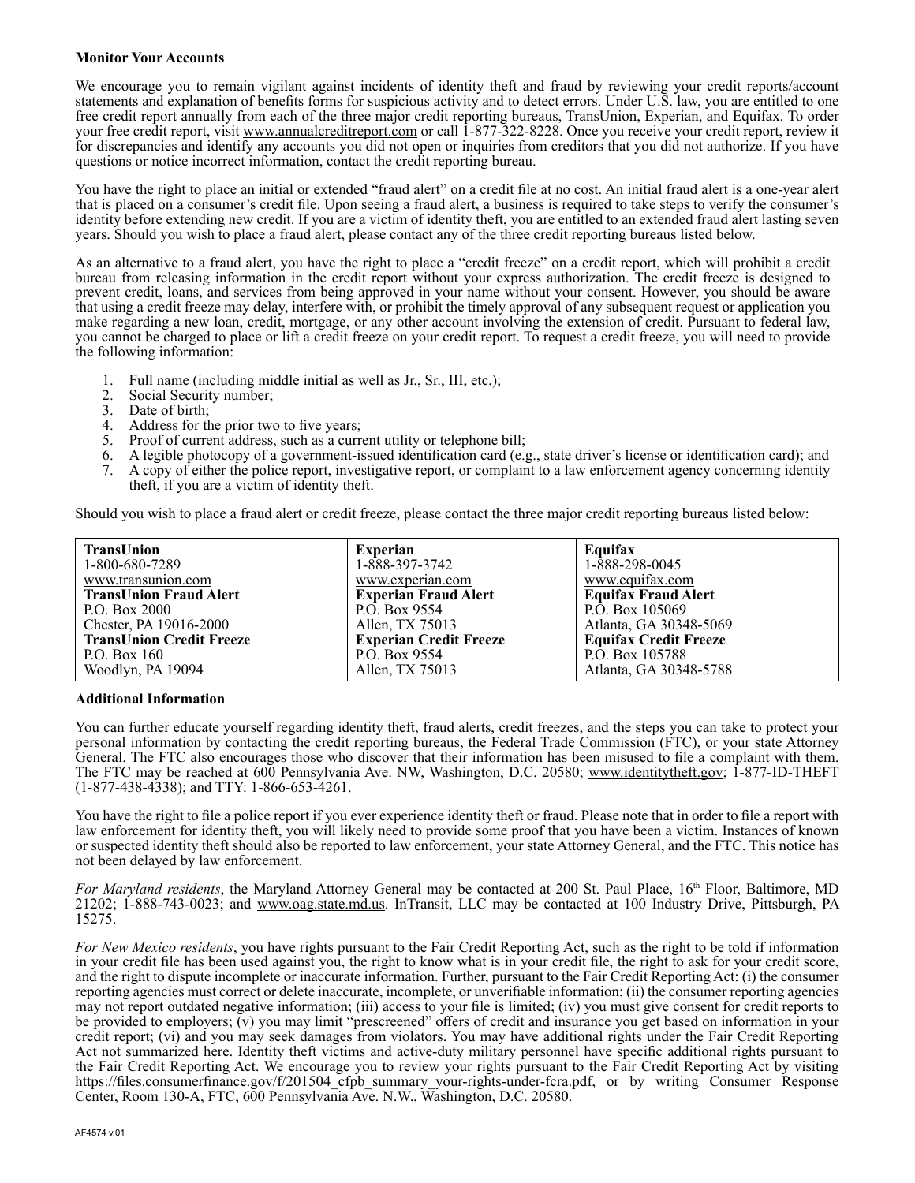**Monitor Your Accounts**

We encourage you to remain vigilant against incidents of identity theft and fraud by reviewing your credit reports/account statements and explanation of benefits forms for suspicious activity and to detect errors. Under U.S. law, you are entitled to one free credit report annually from each of the three major credit reporting bureaus, TransUnion, Experian, and Equifax. To order your free credit report, visit www.annualcreditreport.com or call 1-877-322-8228. Once you receive your credit report, review it for discrepancies and identify any accounts you did not open or inquiries from creditors that you did not authorize. If you have questions or notice incorrect information, contact the credit reporting bureau.

You have the right to place an initial or extended "fraud alert" on a credit file at no cost. An initial fraud alert is a one-year alert that is placed on a consumer's credit file. Upon seeing a fraud alert, a business is required to take steps to verify the consumer's identity before extending new credit. If you are a victim of identity theft, you are entitled to an extended fraud alert lasting seven years. Should you wish to place a fraud alert, please contact any of the three credit reporting bureaus listed below.

As an alternative to a fraud alert, you have the right to place a "credit freeze" on a credit report, which will prohibit a credit bureau from releasing information in the credit report without your express authorization. The credit freeze is designed to prevent credit, loans, and services from being approved in your name without your consent. However, you should be aware that using a credit freeze may delay, interfere with, or prohibit the timely approval of any subsequent request or application you make regarding a new loan, credit, mortgage, or any other account involving the extension of credit. Pursuant to federal law, you cannot be charged to place or lift a credit freeze on your credit report. To request a credit freeze, you will need to provide the following information:

1. Full name (including middle initial as well as Jr., Sr., III, etc.);
2. Social Security number;
3. Date of birth;
4. Address for the prior two to five years;
5. Proof of current address, such as a current utility or telephone bill;
6. A legible photocopy of a government-issued identification card (e.g., state driver's license or identification card); and
7. A copy of either the police report, investigative report, or complaint to a law enforcement agency concerning identity theft, if you are a victim of identity theft.

Should you wish to place a fraud alert or credit freeze, please contact the three major credit reporting bureaus listed below:

| TransUnion | Experian | Equifax |
|---|---|---|
| 1-800-680-7289 | 1-888-397-3742 | 1-888-298-0045 |
| www.transunion.com | www.experian.com | www.equifax.com |
| **TransUnion Fraud Alert** | **Experian Fraud Alert** | **Equifax Fraud Alert** |
| P.O. Box 2000 | P.O. Box 9554 | P.O. Box 105069 |
| Chester, PA 19016-2000 | Allen, TX 75013 | Atlanta, GA 30348-5069 |
| **TransUnion Credit Freeze** | **Experian Credit Freeze** | **Equifax Credit Freeze** |
| P.O. Box 160 | P.O. Box 9554 | P.O. Box 105788 |
| Woodlyn, PA 19094 | Allen, TX 75013 | Atlanta, GA 30348-5788 |

**Additional Information**

You can further educate yourself regarding identity theft, fraud alerts, credit freezes, and the steps you can take to protect your personal information by contacting the credit reporting bureaus, the Federal Trade Commission (FTC), or your state Attorney General. The FTC also encourages those who discover that their information has been misused to file a complaint with them. The FTC may be reached at 600 Pennsylvania Ave. NW, Washington, D.C. 20580; www.identitytheft.gov; 1-877-ID-THEFT (1-877-438-4338); and TTY: 1-866-653-4261.

You have the right to file a police report if you ever experience identity theft or fraud. Please note that in order to file a report with law enforcement for identity theft, you will likely need to provide some proof that you have been a victim. Instances of known or suspected identity theft should also be reported to law enforcement, your state Attorney General, and the FTC. This notice has not been delayed by law enforcement.

*For Maryland residents*, the Maryland Attorney General may be contacted at 200 St. Paul Place, 16th Floor, Baltimore, MD 21202; 1-888-743-0023; and www.oag.state.md.us. InTransit, LLC may be contacted at 100 Industry Drive, Pittsburgh, PA 15275.

*For New Mexico residents*, you have rights pursuant to the Fair Credit Reporting Act, such as the right to be told if information in your credit file has been used against you, the right to know what is in your credit file, the right to ask for your credit score, and the right to dispute incomplete or inaccurate information. Further, pursuant to the Fair Credit Reporting Act: (i) the consumer reporting agencies must correct or delete inaccurate, incomplete, or unverifiable information; (ii) the consumer reporting agencies may not report outdated negative information; (iii) access to your file is limited; (iv) you must give consent for credit reports to be provided to employers; (v) you may limit "prescreened" offers of credit and insurance you get based on information in your credit report; (vi) and you may seek damages from violators. You may have additional rights under the Fair Credit Reporting Act not summarized here. Identity theft victims and active-duty military personnel have specific additional rights pursuant to the Fair Credit Reporting Act. We encourage you to review your rights pursuant to the Fair Credit Reporting Act by visiting https://files.consumerfinance.gov/f/201504_cfpb_summary_your-rights-under-fcra.pdf, or by writing Consumer Response Center, Room 130-A, FTC, 600 Pennsylvania Ave. N.W., Washington, D.C. 20580.

AF4574 v.01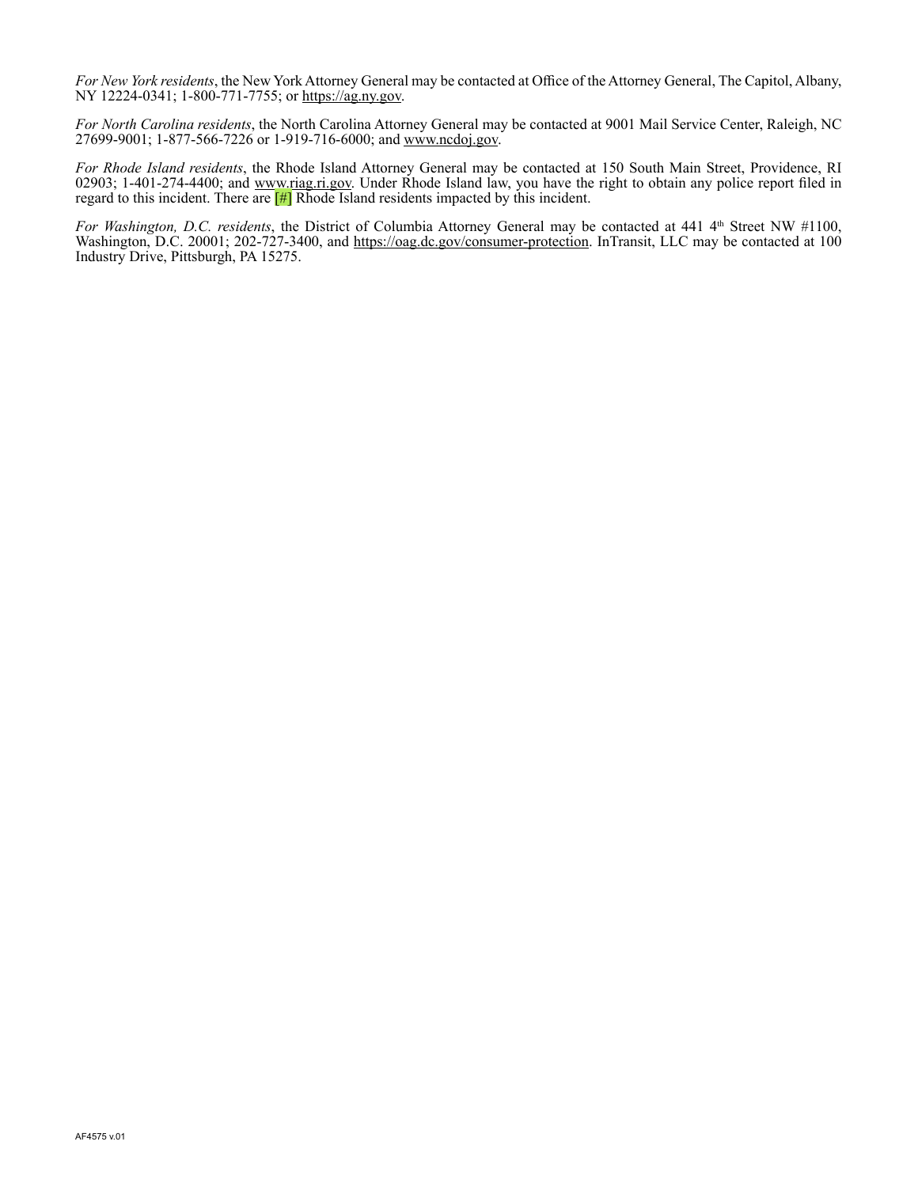*For New York residents*, the New York Attorney General may be contacted at Office of the Attorney General, The Capitol, Albany, NY 12224-0341; 1-800-771-7755; or https://ag.ny.gov.

*For North Carolina residents*, the North Carolina Attorney General may be contacted at 9001 Mail Service Center, Raleigh, NC 27699-9001; 1-877-566-7226 or 1-919-716-6000; and www.ncdoj.gov.

*For Rhode Island residents*, the Rhode Island Attorney General may be contacted at 150 South Main Street, Providence, RI 02903; 1-401-274-4400; and www.riag.ri.gov. Under Rhode Island law, you have the right to obtain any police report filed in regard to this incident. There are [#] Rhode Island residents impacted by this incident.

*For Washington, D.C. residents*, the District of Columbia Attorney General may be contacted at 441 4th Street NW #1100, Washington, D.C. 20001; 202-727-3400, and https://oag.dc.gov/consumer-protection. InTransit, LLC may be contacted at 100 Industry Drive, Pittsburgh, PA 15275.

AF4575 v.01